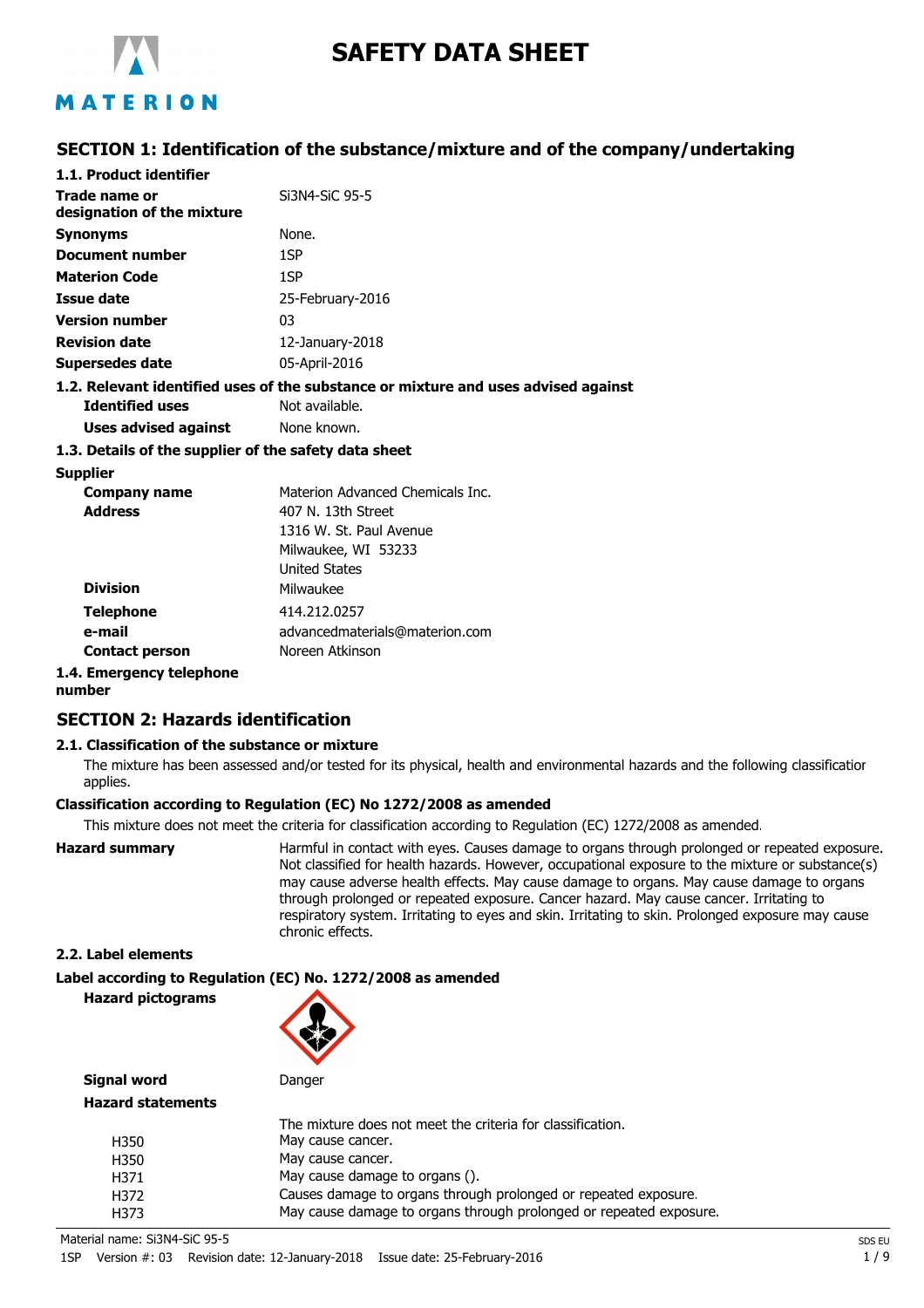# SAFETY DATA SHEET

## SECTION 1: Identification of the substance/mixture and of the company/undertaking

### 1.1. Product identifier

| | |
|---|---|
| **Trade name or designation of the mixture** | Si3N4-SiC 95-5 |
| **Synonyms** | None. |
| **Document number** | 1SP |
| **Materion Code** | 1SP |
| **Issue date** | 25-February-2016 |
| **Version number** | 03 |
| **Revision date** | 12-January-2018 |
| **Supersedes date** | 05-April-2016 |

### 1.2. Relevant identified uses of the substance or mixture and uses advised against

| | |
|---|---|
| **Identified uses** | Not available. |
| **Uses advised against** | None known. |

### 1.3. Details of the supplier of the safety data sheet

**Supplier**

| | |
|---|---|
| **Company name** | Materion Advanced Chemicals Inc. |
| **Address** | 407 N. 13th Street<br>1316 W. St. Paul Avenue<br>Milwaukee, WI 53233<br>United States |
| **Division** | Milwaukee |
| **Telephone** | 414.212.0257 |
| **e-mail** | advancedmaterials@materion.com |
| **Contact person** | Noreen Atkinson |

### 1.4. Emergency telephone number

## SECTION 2: Hazards identification

### 2.1. Classification of the substance or mixture

The mixture has been assessed and/or tested for its physical, health and environmental hazards and the following classification applies.

**Classification according to Regulation (EC) No 1272/2008 as amended**

This mixture does not meet the criteria for classification according to Regulation (EC) 1272/2008 as amended.

**Hazard summary**

Harmful in contact with eyes. Causes damage to organs through prolonged or repeated exposure. Not classified for health hazards. However, occupational exposure to the mixture or substance(s) may cause adverse health effects. May cause damage to organs. May cause damage to organs through prolonged or repeated exposure. Cancer hazard. May cause cancer. Irritating to respiratory system. Irritating to eyes and skin. Irritating to skin. Prolonged exposure may cause chronic effects.

### 2.2. Label elements

**Label according to Regulation (EC) No. 1272/2008 as amended**

**Hazard pictograms**

**Signal word** Danger

**Hazard statements**

The mixture does not meet the criteria for classification.

| | |
|---|---|
| H350 | May cause cancer. |
| H350 | May cause cancer. |
| H371 | May cause damage to organs (). |
| H372 | Causes damage to organs through prolonged or repeated exposure. |
| H373 | May cause damage to organs through prolonged or repeated exposure. |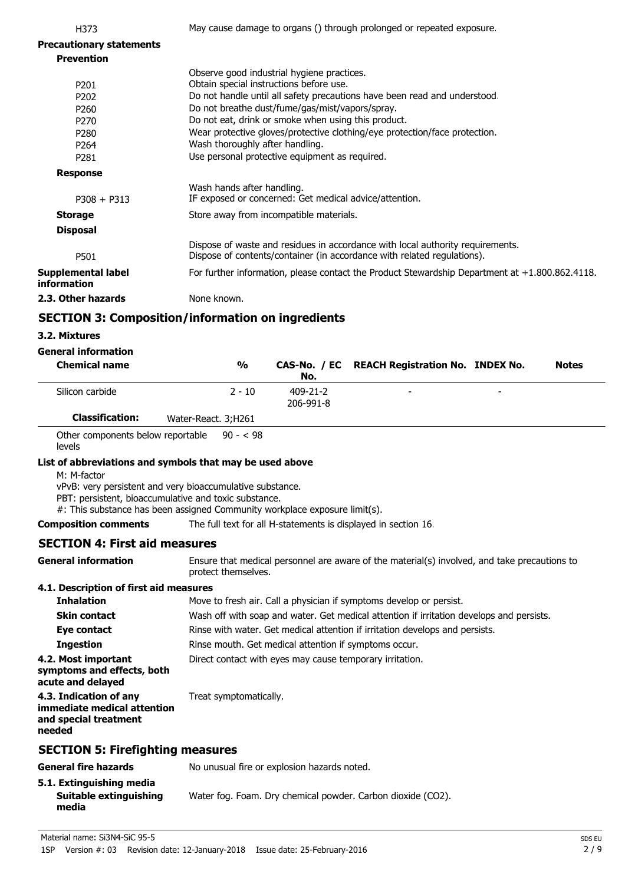| | |
|---|---|
| H373 | May cause damage to organs () through prolonged or repeated exposure. |

**Precautionary statements**

**Prevention**

| | |
|---|---|
| | Observe good industrial hygiene practices. |
| P201 | Obtain special instructions before use. |
| P202 | Do not handle until all safety precautions have been read and understood. |
| P260 | Do not breathe dust/fume/gas/mist/vapors/spray. |
| P270 | Do not eat, drink or smoke when using this product. |
| P280 | Wear protective gloves/protective clothing/eye protection/face protection. |
| P264 | Wash thoroughly after handling. |
| P281 | Use personal protective equipment as required. |

**Response**

| | |
|---|---|
| | Wash hands after handling. |
| P308 + P313 | IF exposed or concerned: Get medical advice/attention. |

**Storage** Store away from incompatible materials.

**Disposal**

| | |
|---|---|
| | Dispose of waste and residues in accordance with local authority requirements. |
| P501 | Dispose of contents/container (in accordance with related regulations). |

**Supplemental label information** For further information, please contact the Product Stewardship Department at +1.800.862.4118.

**2.3. Other hazards** None known.

## SECTION 3: Composition/information on ingredients

### 3.2. Mixtures

**General information**

| Chemical name | % | CAS-No. / EC No. | REACH Registration No. | INDEX No. | Notes |
|---|---|---|---|---|---|
| Silicon carbide | 2 - 10 | 409-21-2 206-991-8 | - | - | |
| **Classification:** | Water-React. 3;H261 | | | | |
| Other components below reportable levels | 90 - < 98 | | | | |

**List of abbreviations and symbols that may be used above**

M: M-factor
vPvB: very persistent and very bioaccumulative substance.
PBT: persistent, bioaccumulative and toxic substance.
#: This substance has been assigned Community workplace exposure limit(s).

**Composition comments** The full text for all H-statements is displayed in section 16.

## SECTION 4: First aid measures

**General information** Ensure that medical personnel are aware of the material(s) involved, and take precautions to protect themselves.

**4.1. Description of first aid measures**

| | |
|---|---|
| **Inhalation** | Move to fresh air. Call a physician if symptoms develop or persist. |
| **Skin contact** | Wash off with soap and water. Get medical attention if irritation develops and persists. |
| **Eye contact** | Rinse with water. Get medical attention if irritation develops and persists. |
| **Ingestion** | Rinse mouth. Get medical attention if symptoms occur. |
| **4.2. Most important symptoms and effects, both acute and delayed** | Direct contact with eyes may cause temporary irritation. |
| **4.3. Indication of any immediate medical attention and special treatment needed** | Treat symptomatically. |

## SECTION 5: Firefighting measures

**General fire hazards** No unusual fire or explosion hazards noted.

**5.1. Extinguishing media**

**Suitable extinguishing media** Water fog. Foam. Dry chemical powder. Carbon dioxide ($CO_2$).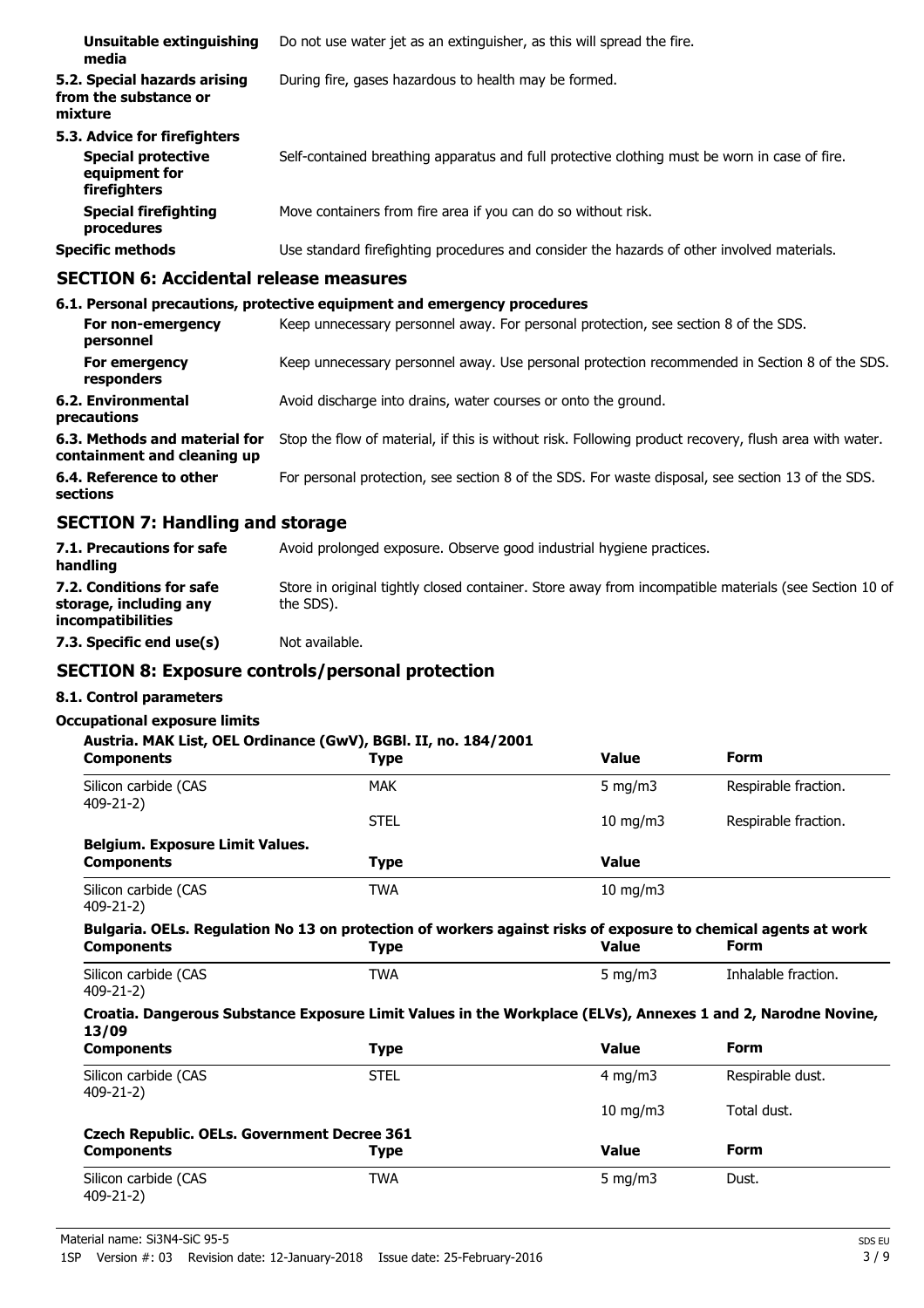| | |
|---|---|
| **Unsuitable extinguishing media** | Do not use water jet as an extinguisher, as this will spread the fire. |
| **5.2. Special hazards arising from the substance or mixture** | During fire, gases hazardous to health may be formed. |
| **5.3. Advice for firefighters** | |
| **Special protective equipment for firefighters** | Self-contained breathing apparatus and full protective clothing must be worn in case of fire. |
| **Special firefighting procedures** | Move containers from fire area if you can do so without risk. |
| **Specific methods** | Use standard firefighting procedures and consider the hazards of other involved materials. |

## SECTION 6: Accidental release measures

**6.1. Personal precautions, protective equipment and emergency procedures**

| | |
|---|---|
| **For non-emergency personnel** | Keep unnecessary personnel away. For personal protection, see section 8 of the SDS. |
| **For emergency responders** | Keep unnecessary personnel away. Use personal protection recommended in Section 8 of the SDS. |
| **6.2. Environmental precautions** | Avoid discharge into drains, water courses or onto the ground. |
| **6.3. Methods and material for containment and cleaning up** | Stop the flow of material, if this is without risk. Following product recovery, flush area with water. |
| **6.4. Reference to other sections** | For personal protection, see section 8 of the SDS. For waste disposal, see section 13 of the SDS. |

## SECTION 7: Handling and storage

| | |
|---|---|
| **7.1. Precautions for safe handling** | Avoid prolonged exposure. Observe good industrial hygiene practices. |
| **7.2. Conditions for safe storage, including any incompatibilities** | Store in original tightly closed container. Store away from incompatible materials (see Section 10 of the SDS). |
| **7.3. Specific end use(s)** | Not available. |

## SECTION 8: Exposure controls/personal protection

**8.1. Control parameters**

**Occupational exposure limits**

**Austria. MAK List, OEL Ordinance (GwV), BGBl. II, no. 184/2001**

| Components | Type | Value | Form |
|---|---|---|---|
| Silicon carbide (CAS 409-21-2) | MAK | 5 mg/m3 | Respirable fraction. |
| | STEL | 10 mg/m3 | Respirable fraction. |

**Belgium. Exposure Limit Values.**

| Components | Type | Value |
|---|---|---|
| Silicon carbide (CAS 409-21-2) | TWA | 10 mg/m3 |

**Bulgaria. OELs. Regulation No 13 on protection of workers against risks of exposure to chemical agents at work**

| Components | Type | Value | Form |
|---|---|---|---|
| Silicon carbide (CAS 409-21-2) | TWA | 5 mg/m3 | Inhalable fraction. |

**Croatia. Dangerous Substance Exposure Limit Values in the Workplace (ELVs), Annexes 1 and 2, Narodne Novine, 13/09**

| Components | Type | Value | Form |
|---|---|---|---|
| Silicon carbide (CAS 409-21-2) | STEL | 4 mg/m3 | Respirable dust. |
| | | 10 mg/m3 | Total dust. |

**Czech Republic. OELs. Government Decree 361**

| Components | Type | Value | Form |
|---|---|---|---|
| Silicon carbide (CAS 409-21-2) | TWA | 5 mg/m3 | Dust. |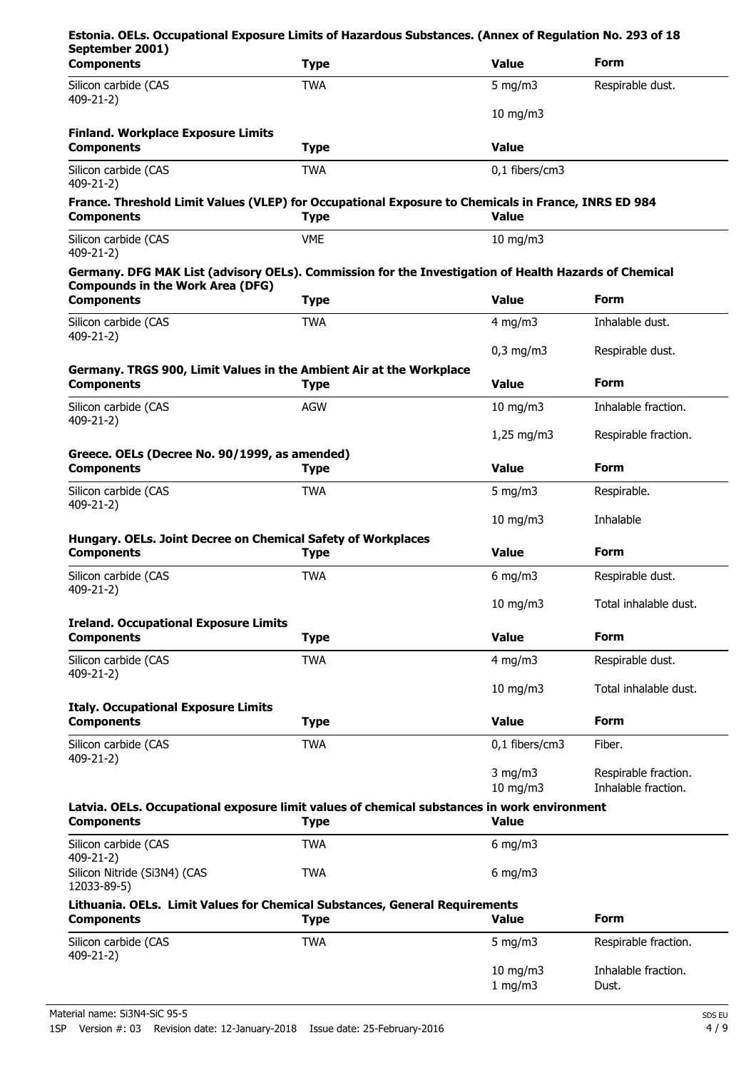**Estonia. OELs. Occupational Exposure Limits of Hazardous Substances. (Annex of Regulation No. 293 of 18 September 2001)**

| Components | Type | Value | Form |
|---|---|---|---|
| Silicon carbide (CAS 409-21-2) | TWA | 5 mg/m3 | Respirable dust. |
| | | 10 mg/m3 | |

**Finland. Workplace Exposure Limits**

| Components | Type | Value |
|---|---|---|
| Silicon carbide (CAS 409-21-2) | TWA | 0,1 fibers/cm3 |

**France. Threshold Limit Values (VLEP) for Occupational Exposure to Chemicals in France, INRS ED 984**

| Components | Type | Value |
|---|---|---|
| Silicon carbide (CAS 409-21-2) | VME | 10 mg/m3 |

**Germany. DFG MAK List (advisory OELs). Commission for the Investigation of Health Hazards of Chemical Compounds in the Work Area (DFG)**

| Components | Type | Value | Form |
|---|---|---|---|
| Silicon carbide (CAS 409-21-2) | TWA | 4 mg/m3 | Inhalable dust. |
| | | 0,3 mg/m3 | Respirable dust. |

**Germany. TRGS 900, Limit Values in the Ambient Air at the Workplace**

| Components | Type | Value | Form |
|---|---|---|---|
| Silicon carbide (CAS 409-21-2) | AGW | 10 mg/m3 | Inhalable fraction. |
| | | 1,25 mg/m3 | Respirable fraction. |

**Greece. OELs (Decree No. 90/1999, as amended)**

| Components | Type | Value | Form |
|---|---|---|---|
| Silicon carbide (CAS 409-21-2) | TWA | 5 mg/m3 | Respirable. |
| | | 10 mg/m3 | Inhalable |

**Hungary. OELs. Joint Decree on Chemical Safety of Workplaces**

| Components | Type | Value | Form |
|---|---|---|---|
| Silicon carbide (CAS 409-21-2) | TWA | 6 mg/m3 | Respirable dust. |
| | | 10 mg/m3 | Total inhalable dust. |

**Ireland. Occupational Exposure Limits**

| Components | Type | Value | Form |
|---|---|---|---|
| Silicon carbide (CAS 409-21-2) | TWA | 4 mg/m3 | Respirable dust. |
| | | 10 mg/m3 | Total inhalable dust. |

**Italy. Occupational Exposure Limits**

| Components | Type | Value | Form |
|---|---|---|---|
| Silicon carbide (CAS 409-21-2) | TWA | 0,1 fibers/cm3 | Fiber. |
| | | 3 mg/m3 | Respirable fraction. |
| | | 10 mg/m3 | Inhalable fraction. |

**Latvia. OELs. Occupational exposure limit values of chemical substances in work environment**

| Components | Type | Value |
|---|---|---|
| Silicon carbide (CAS 409-21-2) | TWA | 6 mg/m3 |
| Silicon Nitride (Si3N4) (CAS 12033-89-5) | TWA | 6 mg/m3 |

**Lithuania. OELs. Limit Values for Chemical Substances, General Requirements**

| Components | Type | Value | Form |
|---|---|---|---|
| Silicon carbide (CAS 409-21-2) | TWA | 5 mg/m3 | Respirable fraction. |
| | | 10 mg/m3 | Inhalable fraction. |
| | | 1 mg/m3 | Dust. |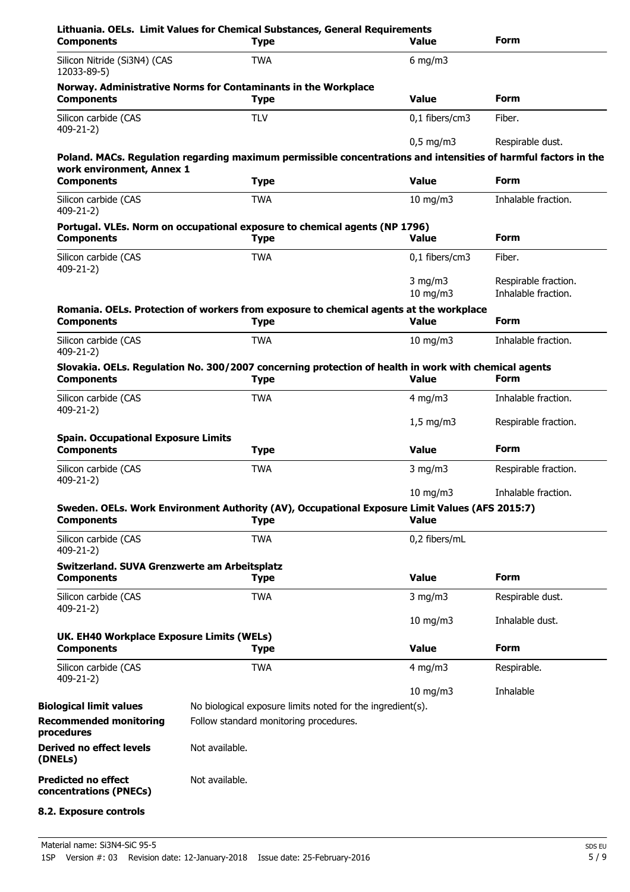**Lithuania. OELs. Limit Values for Chemical Substances, General Requirements**

| Components | Type | Value | Form |
| --- | --- | --- | --- |
| Silicon Nitride (Si3N4) (CAS 12033-89-5) | TWA | 6 mg/m3 | |

**Norway. Administrative Norms for Contaminants in the Workplace**

| Components | Type | Value | Form |
| --- | --- | --- | --- |
| Silicon carbide (CAS 409-21-2) | TLV | 0,1 fibers/cm3 | Fiber. |
| | | 0,5 mg/m3 | Respirable dust. |

**Poland. MACs. Regulation regarding maximum permissible concentrations and intensities of harmful factors in the work environment, Annex 1**

| Components | Type | Value | Form |
| --- | --- | --- | --- |
| Silicon carbide (CAS 409-21-2) | TWA | 10 mg/m3 | Inhalable fraction. |

**Portugal. VLEs. Norm on occupational exposure to chemical agents (NP 1796)**

| Components | Type | Value | Form |
| --- | --- | --- | --- |
| Silicon carbide (CAS 409-21-2) | TWA | 0,1 fibers/cm3 | Fiber. |
| | | 3 mg/m3 | Respirable fraction. |
| | | 10 mg/m3 | Inhalable fraction. |

**Romania. OELs. Protection of workers from exposure to chemical agents at the workplace**

| Components | Type | Value | Form |
| --- | --- | --- | --- |
| Silicon carbide (CAS 409-21-2) | TWA | 10 mg/m3 | Inhalable fraction. |

**Slovakia. OELs. Regulation No. 300/2007 concerning protection of health in work with chemical agents**

| Components | Type | Value | Form |
| --- | --- | --- | --- |
| Silicon carbide (CAS 409-21-2) | TWA | 4 mg/m3 | Inhalable fraction. |
| | | 1,5 mg/m3 | Respirable fraction. |

**Spain. Occupational Exposure Limits**

| Components | Type | Value | Form |
| --- | --- | --- | --- |
| Silicon carbide (CAS 409-21-2) | TWA | 3 mg/m3 | Respirable fraction. |
| | | 10 mg/m3 | Inhalable fraction. |

**Sweden. OELs. Work Environment Authority (AV), Occupational Exposure Limit Values (AFS 2015:7)**

| Components | Type | Value |
| --- | --- | --- |
| Silicon carbide (CAS 409-21-2) | TWA | 0,2 fibers/mL |

**Switzerland. SUVA Grenzwerte am Arbeitsplatz**

| Components | Type | Value | Form |
| --- | --- | --- | --- |
| Silicon carbide (CAS 409-21-2) | TWA | 3 mg/m3 | Respirable dust. |
| | | 10 mg/m3 | Inhalable dust. |

**UK. EH40 Workplace Exposure Limits (WELs)**

| Components | Type | Value | Form |
| --- | --- | --- | --- |
| Silicon carbide (CAS 409-21-2) | TWA | 4 mg/m3 | Respirable. |
| | | 10 mg/m3 | Inhalable |

**Biological limit values** No biological exposure limits noted for the ingredient(s).

**Recommended monitoring procedures** Follow standard monitoring procedures.

**Derived no effect levels (DNELs)** Not available.

**Predicted no effect concentrations (PNECs)** Not available.

**8.2. Exposure controls**

Material name: Si3N4-SiC 95-5

1SP Version #: 03 Revision date: 12-January-2018 Issue date: 25-February-2016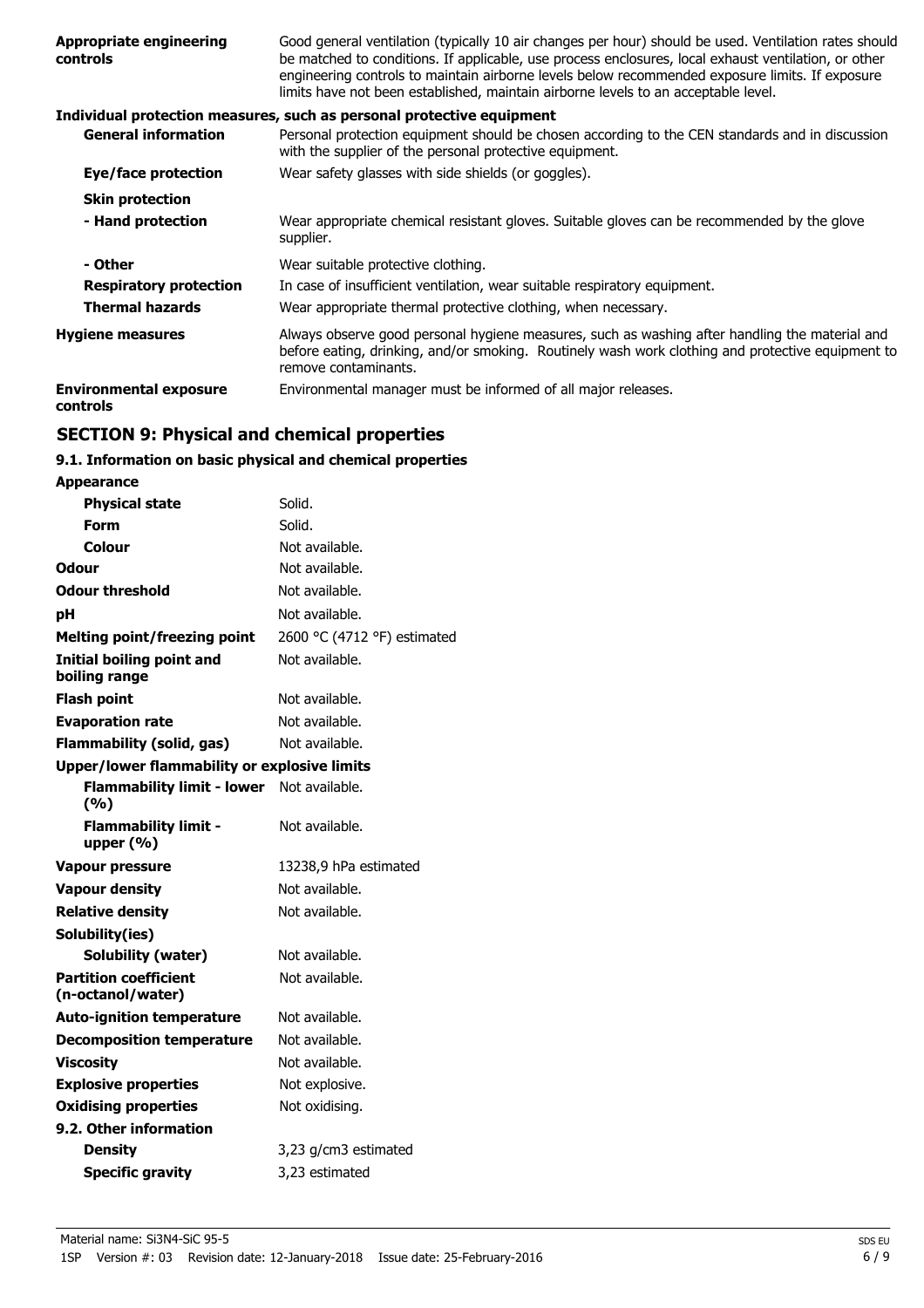| | |
|---|---|
| **Appropriate engineering controls** | Good general ventilation (typically 10 air changes per hour) should be used. Ventilation rates should be matched to conditions. If applicable, use process enclosures, local exhaust ventilation, or other engineering controls to maintain airborne levels below recommended exposure limits. If exposure limits have not been established, maintain airborne levels to an acceptable level. |

**Individual protection measures, such as personal protective equipment**

| | |
|---|---|
| **General information** | Personal protection equipment should be chosen according to the CEN standards and in discussion with the supplier of the personal protective equipment. |
| **Eye/face protection** | Wear safety glasses with side shields (or goggles). |
| **Skin protection** | |
| **- Hand protection** | Wear appropriate chemical resistant gloves. Suitable gloves can be recommended by the glove supplier. |
| **- Other** | Wear suitable protective clothing. |
| **Respiratory protection** | In case of insufficient ventilation, wear suitable respiratory equipment. |
| **Thermal hazards** | Wear appropriate thermal protective clothing, when necessary. |
| **Hygiene measures** | Always observe good personal hygiene measures, such as washing after handling the material and before eating, drinking, and/or smoking. Routinely wash work clothing and protective equipment to remove contaminants. |
| **Environmental exposure controls** | Environmental manager must be informed of all major releases. |

## SECTION 9: Physical and chemical properties

### 9.1. Information on basic physical and chemical properties

| | |
|---|---|
| **Appearance** | |
| **Physical state** | Solid. |
| **Form** | Solid. |
| **Colour** | Not available. |
| **Odour** | Not available. |
| **Odour threshold** | Not available. |
| **pH** | Not available. |
| **Melting point/freezing point** | 2600 °C (4712 °F) estimated |
| **Initial boiling point and boiling range** | Not available. |
| **Flash point** | Not available. |
| **Evaporation rate** | Not available. |
| **Flammability (solid, gas)** | Not available. |
| **Upper/lower flammability or explosive limits** | |
| **Flammability limit - lower (%)** | Not available. |
| **Flammability limit - upper (%)** | Not available. |
| **Vapour pressure** | 13238,9 hPa estimated |
| **Vapour density** | Not available. |
| **Relative density** | Not available. |
| **Solubility(ies)** | |
| **Solubility (water)** | Not available. |
| **Partition coefficient (n-octanol/water)** | Not available. |
| **Auto-ignition temperature** | Not available. |
| **Decomposition temperature** | Not available. |
| **Viscosity** | Not available. |
| **Explosive properties** | Not explosive. |
| **Oxidising properties** | Not oxidising. |
| **9.2. Other information** | |
| **Density** | 3,23 g/cm3 estimated |
| **Specific gravity** | 3,23 estimated |

Material name: $Si_3N_4$-SiC 95-5

1SP Version #: 03 Revision date: 12-January-2018 Issue date: 25-February-2016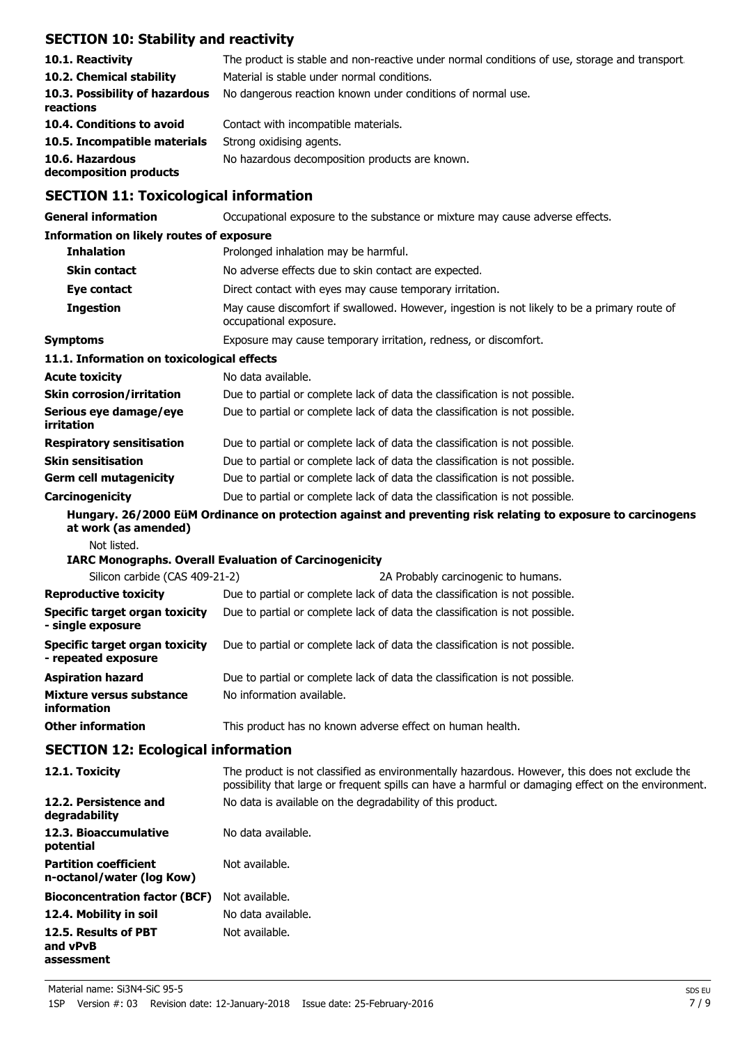## SECTION 10: Stability and reactivity

| | |
|---|---|
| **10.1. Reactivity** | The product is stable and non-reactive under normal conditions of use, storage and transport. |
| **10.2. Chemical stability** | Material is stable under normal conditions. |
| **10.3. Possibility of hazardous reactions** | No dangerous reaction known under conditions of normal use. |
| **10.4. Conditions to avoid** | Contact with incompatible materials. |
| **10.5. Incompatible materials** | Strong oxidising agents. |
| **10.6. Hazardous decomposition products** | No hazardous decomposition products are known. |

## SECTION 11: Toxicological information

| | |
|---|---|
| **General information** | Occupational exposure to the substance or mixture may cause adverse effects. |

**Information on likely routes of exposure**

| | |
|---|---|
| **Inhalation** | Prolonged inhalation may be harmful. |
| **Skin contact** | No adverse effects due to skin contact are expected. |
| **Eye contact** | Direct contact with eyes may cause temporary irritation. |
| **Ingestion** | May cause discomfort if swallowed. However, ingestion is not likely to be a primary route of occupational exposure. |
| **Symptoms** | Exposure may cause temporary irritation, redness, or discomfort. |

**11.1. Information on toxicological effects**

| | |
|---|---|
| **Acute toxicity** | No data available. |
| **Skin corrosion/irritation** | Due to partial or complete lack of data the classification is not possible. |
| **Serious eye damage/eye irritation** | Due to partial or complete lack of data the classification is not possible. |
| **Respiratory sensitisation** | Due to partial or complete lack of data the classification is not possible. |
| **Skin sensitisation** | Due to partial or complete lack of data the classification is not possible. |
| **Germ cell mutagenicity** | Due to partial or complete lack of data the classification is not possible. |
| **Carcinogenicity** | Due to partial or complete lack of data the classification is not possible. |

**Hungary. 26/2000 EüM Ordinance on protection against and preventing risk relating to exposure to carcinogens at work (as amended)**

Not listed.

**IARC Monographs. Overall Evaluation of Carcinogenicity**

| | |
|---|---|
| Silicon carbide (CAS 409-21-2) | 2A Probably carcinogenic to humans. |

| | |
|---|---|
| **Reproductive toxicity** | Due to partial or complete lack of data the classification is not possible. |
| **Specific target organ toxicity - single exposure** | Due to partial or complete lack of data the classification is not possible. |
| **Specific target organ toxicity - repeated exposure** | Due to partial or complete lack of data the classification is not possible. |
| **Aspiration hazard** | Due to partial or complete lack of data the classification is not possible. |
| **Mixture versus substance information** | No information available. |
| **Other information** | This product has no known adverse effect on human health. |

## SECTION 12: Ecological information

| | |
|---|---|
| **12.1. Toxicity** | The product is not classified as environmentally hazardous. However, this does not exclude the possibility that large or frequent spills can have a harmful or damaging effect on the environment. |
| **12.2. Persistence and degradability** | No data is available on the degradability of this product. |
| **12.3. Bioaccumulative potential** | No data available. |
| **Partition coefficient n-octanol/water (log Kow)** | Not available. |
| **Bioconcentration factor (BCF)** | Not available. |
| **12.4. Mobility in soil** | No data available. |
| **12.5. Results of PBT and vPvB assessment** | Not available. |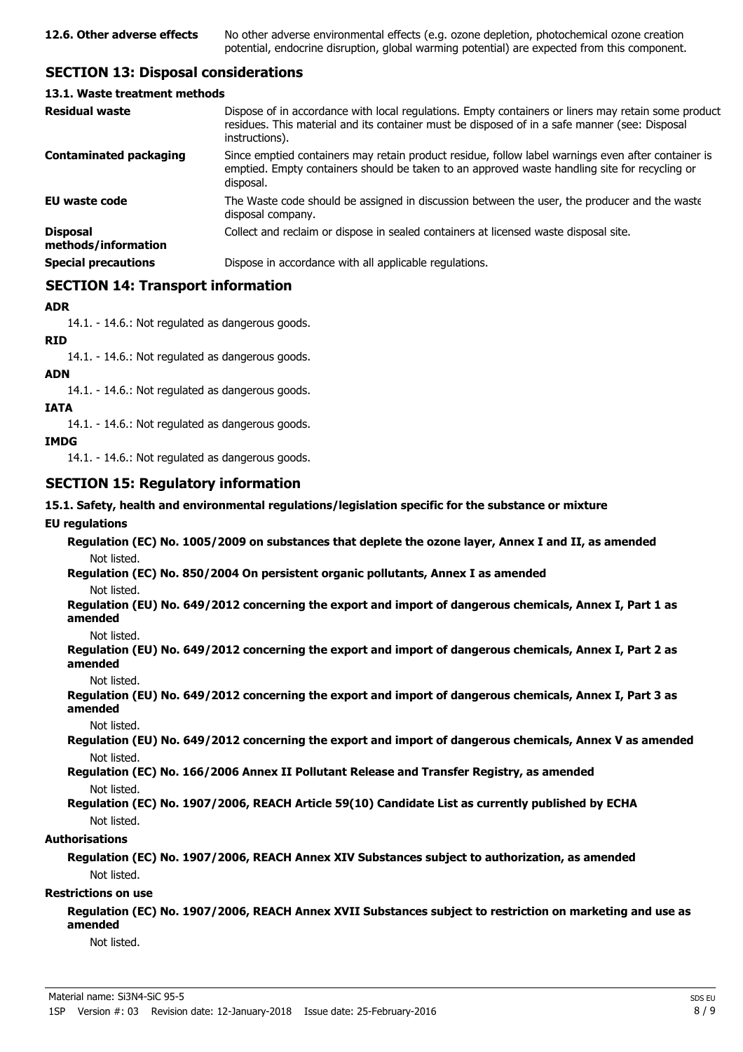**12.6. Other adverse effects** No other adverse environmental effects (e.g. ozone depletion, photochemical ozone creation potential, endocrine disruption, global warming potential) are expected from this component.

## SECTION 13: Disposal considerations

### 13.1. Waste treatment methods

| | |
|---|---|
| **Residual waste** | Dispose of in accordance with local regulations. Empty containers or liners may retain some product residues. This material and its container must be disposed of in a safe manner (see: Disposal instructions). |
| **Contaminated packaging** | Since emptied containers may retain product residue, follow label warnings even after container is emptied. Empty containers should be taken to an approved waste handling site for recycling or disposal. |
| **EU waste code** | The Waste code should be assigned in discussion between the user, the producer and the waste disposal company. |
| **Disposal methods/information** | Collect and reclaim or dispose in sealed containers at licensed waste disposal site. |
| **Special precautions** | Dispose in accordance with all applicable regulations. |

## SECTION 14: Transport information

**ADR**

14.1. - 14.6.: Not regulated as dangerous goods.

**RID**

14.1. - 14.6.: Not regulated as dangerous goods.

**ADN**

14.1. - 14.6.: Not regulated as dangerous goods.

**IATA**

14.1. - 14.6.: Not regulated as dangerous goods.

**IMDG**

14.1. - 14.6.: Not regulated as dangerous goods.

## SECTION 15: Regulatory information

**15.1. Safety, health and environmental regulations/legislation specific for the substance or mixture**

**EU regulations**

**Regulation (EC) No. 1005/2009 on substances that deplete the ozone layer, Annex I and II, as amended**

Not listed.

**Regulation (EC) No. 850/2004 On persistent organic pollutants, Annex I as amended**

Not listed.

**Regulation (EU) No. 649/2012 concerning the export and import of dangerous chemicals, Annex I, Part 1 as amended**

Not listed.

**Regulation (EU) No. 649/2012 concerning the export and import of dangerous chemicals, Annex I, Part 2 as amended**

Not listed.

**Regulation (EU) No. 649/2012 concerning the export and import of dangerous chemicals, Annex I, Part 3 as amended**

Not listed.

**Regulation (EU) No. 649/2012 concerning the export and import of dangerous chemicals, Annex V as amended**

Not listed.

**Regulation (EC) No. 166/2006 Annex II Pollutant Release and Transfer Registry, as amended**

Not listed.

**Regulation (EC) No. 1907/2006, REACH Article 59(10) Candidate List as currently published by ECHA**

Not listed.

**Authorisations**

**Regulation (EC) No. 1907/2006, REACH Annex XIV Substances subject to authorization, as amended**

Not listed.

**Restrictions on use**

**Regulation (EC) No. 1907/2006, REACH Annex XVII Substances subject to restriction on marketing and use as amended**

Not listed.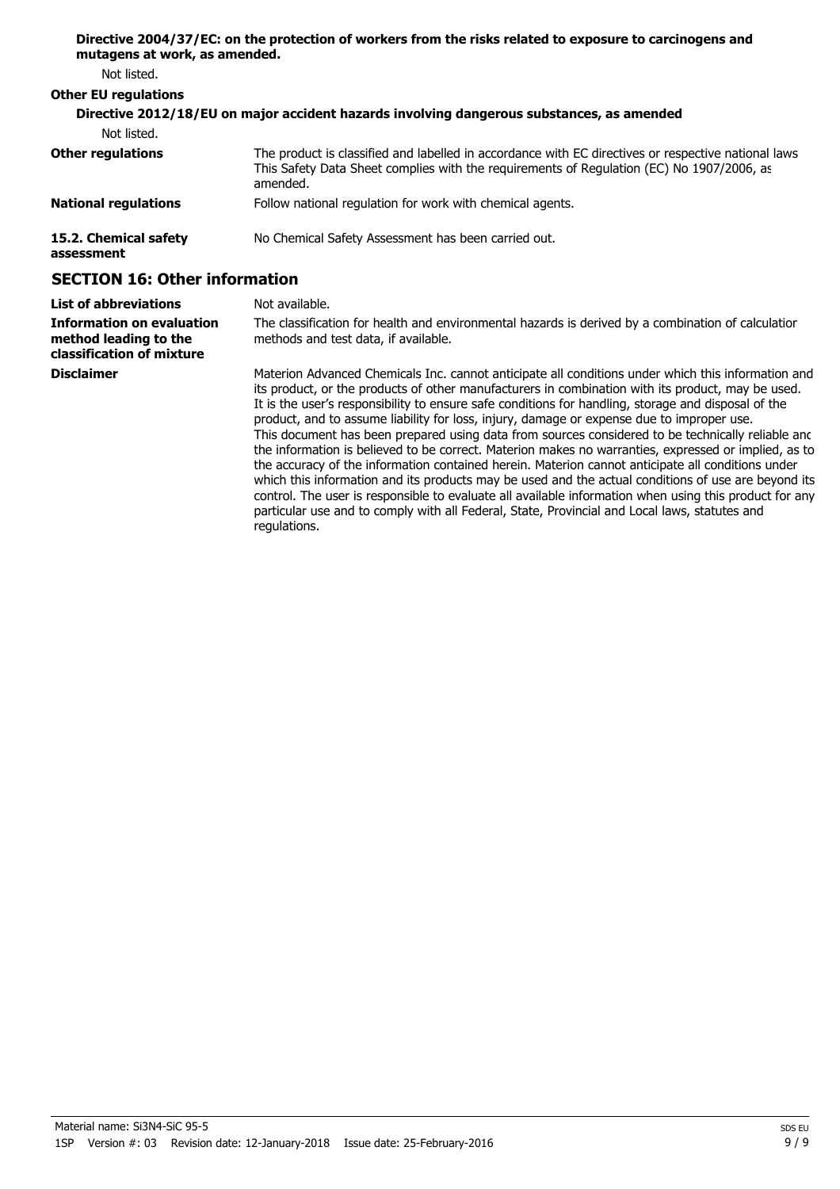**Directive 2004/37/EC: on the protection of workers from the risks related to exposure to carcinogens and mutagens at work, as amended.**

Not listed.

**Other EU regulations**

**Directive 2012/18/EU on major accident hazards involving dangerous substances, as amended**

Not listed.

| | |
|---|---|
| **Other regulations** | The product is classified and labelled in accordance with EC directives or respective national laws. This Safety Data Sheet complies with the requirements of Regulation (EC) No 1907/2006, as amended. |
| **National regulations** | Follow national regulation for work with chemical agents. |
| **15.2. Chemical safety assessment** | No Chemical Safety Assessment has been carried out. |

## SECTION 16: Other information

| | |
|---|---|
| **List of abbreviations** | Not available. |
| **Information on evaluation method leading to the classification of mixture** | The classification for health and environmental hazards is derived by a combination of calculation methods and test data, if available. |
| **Disclaimer** | Materion Advanced Chemicals Inc. cannot anticipate all conditions under which this information and its product, or the products of other manufacturers in combination with its product, may be used. It is the user's responsibility to ensure safe conditions for handling, storage and disposal of the product, and to assume liability for loss, injury, damage or expense due to improper use. This document has been prepared using data from sources considered to be technically reliable and the information is believed to be correct. Materion makes no warranties, expressed or implied, as to the accuracy of the information contained herein. Materion cannot anticipate all conditions under which this information and its products may be used and the actual conditions of use are beyond its control. The user is responsible to evaluate all available information when using this product for any particular use and to comply with all Federal, State, Provincial and Local laws, statutes and regulations. |